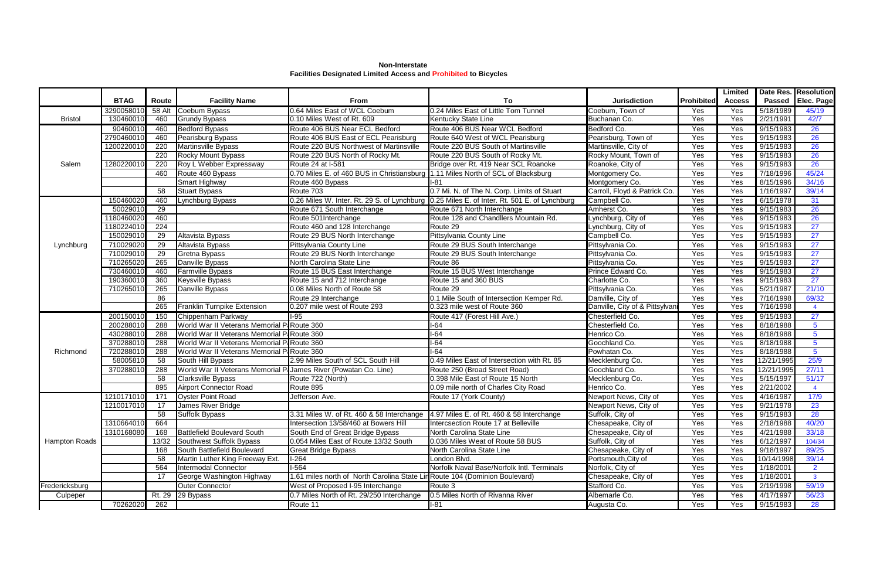**Non-Interstate**
**Facilities Designated Limited Access and Prohibited to Bicycles**

| | BTAG | Route | Facility Name | From | To | Jurisdiction | Prohibited | Limited Access | Date Res. Passed | Resolution Elec. Page |
|---|---|---|---|---|---|---|---|---|---|---|
| | 3290058010 | 58 Alt | Coebum Bypass | 0.64 Miles East of WCL Coebum | 0.24 Miles East of Little Tom Tunnel | Coebum, Town of | Yes | Yes | 5/18/1989 | 45/19 |
| Bristol | 130460010 | 460 | Grundy Bypass | 0.10 Miles West of Rt. 609 | Kentucky State Line | Buchanan Co. | Yes | Yes | 2/21/1991 | 42/7 |
| | 90460010 | 460 | Bedford Bypass | Route 406 BUS Near ECL Bedford | Route 406 BUS Near WCL Bedford | Bedford Co. | Yes | Yes | 9/15/1983 | 26 |
| | 2790460010 | 460 | Pearisburg Bypass | Route 406 BUS East of ECL Pearisburg | Route 640 West of WCL Pearisburg | Pearisburg, Town of | Yes | Yes | 9/15/1983 | 26 |
| | 1200220010 | 220 | Martinsville Bypass | Route 220 BUS Northwest of Martinsville | Route 220 BUS South of Martinsville | Martinsville, City of | Yes | Yes | 9/15/1983 | 26 |
| | | 220 | Rocky Mount Bypass | Route 220 BUS North of Rocky Mt. | Route 220 BUS South of Rocky Mt. | Rocky Mount, Town of | Yes | Yes | 9/15/1983 | 26 |
| Salem | 1280220010 | 220 | Roy L Webber Expressway | Route 24 at I-581 | Bridge over Rt. 419 Near SCL Roanoke | Roanoke, City of | Yes | Yes | 9/15/1983 | 26 |
| | | 460 | Route 460 Bypass | 0.70 Miles E. of 460 BUS in Christiansburg | 1.11 Miles North of SCL of Blacksburg | Montgomery Co. | Yes | Yes | 7/18/1996 | 45/24 |
| | | | Smart Highway | Route 460 Bypass | I-81 | Montgomery Co. | Yes | Yes | 8/15/1996 | 34/16 |
| | | 58 | Stuart Bypass | Route 703 | 0.7 Mi. N. of The N. Corp. Limits of Stuart | Carroll, Floyd & Patrick Co. | Yes | Yes | 1/16/1997 | 39/14 |
| | 150460020 | 460 | Lynchburg Bypass | 0.26 Miles W. Inter. Rt. 29 S. of Lynchburg | 0.25 Miles E. of Inter. Rt. 501 E. of Lynchburg | Campbell Co. | Yes | Yes | 6/15/1978 | 31 |
| | 50029010 | 29 | | Route 671 South Interchange | Route 671 North Interchange | Amherst Co. | Yes | Yes | 9/15/1983 | 26 |
| | 1180460020 | 460 | | Route 501Interchange | Route 128 and Chandllers Mountain Rd. | Lynchburg, City of | Yes | Yes | 9/15/1983 | 26 |
| | 1180224010 | 224 | | Route 460 and 128 Interchange | Route 29 | Lynchburg, City of | Yes | Yes | 9/15/1983 | 27 |
| | 150029010 | 29 | Altavista Bypass | Route 29 BUS North Interchange | Pittsylvania County Line | Campbell Co. | Yes | Yes | 9/15/1983 | 27 |
| Lynchburg | 710029020 | 29 | Altavista Bypass | Pittsylvania County Line | Route 29 BUS South Interchange | Pittsylvania Co. | Yes | Yes | 9/15/1983 | 27 |
| | 710029010 | 29 | Gretna Bypass | Route 29 BUS North Interchange | Route 29 BUS South Interchange | Pittsylvania Co. | Yes | Yes | 9/15/1983 | 27 |
| | 710265020 | 265 | Danville Bypass | North Carolina State Line | Route 86 | Pittsylvania Co. | Yes | Yes | 9/15/1983 | 27 |
| | 730460010 | 460 | Farmville Bypass | Route 15 BUS East Interchange | Route 15 BUS West Interchange | Prince Edward Co. | Yes | Yes | 9/15/1983 | 27 |
| | 190360010 | 360 | Keysville Bypass | Route 15 and 712 Interchange | Route 15 and 360 BUS | Charlotte Co. | Yes | Yes | 9/15/1983 | 27 |
| | 710265010 | 265 | Danville Bypass | 0.08 Miles North of Route 58 | Route 29 | Pittsylvania Co. | Yes | Yes | 5/21/1987 | 21/10 |
| | | 86 | | Route 29 Interchange | 0.1 Mile South of Intersection Kemper Rd. | Danville, City of | Yes | Yes | 7/16/1998 | 69/32 |
| | | 265 | Franklin Turnpike Extension | 0.207 mile west of Route 293 | 0.323 mile west of Route 360 | Danville, City of & Pittsylvani | Yes | Yes | 7/16/1998 | 4 |
| | 200150010 | 150 | Chippenham Parkway | I-95 | Route 417 (Forest Hill Ave.) | Chesterfield Co. | Yes | Yes | 9/15/1983 | 27 |
| | 200288010 | 288 | World War II Veterans Memorial P | Route 360 | I-64 | Chesterfield Co. | Yes | Yes | 8/18/1988 | 5 |
| | 430288010 | 288 | World War II Veterans Memorial P | Route 360 | I-64 | Henrico Co. | Yes | Yes | 8/18/1988 | 5 |
| | 370288010 | 288 | World War II Veterans Memorial P | Route 360 | I-64 | Goochland Co. | Yes | Yes | 8/18/1988 | 5 |
| Richmond | 720288010 | 288 | World War II Veterans Memorial P | Route 360 | I-64 | Powhatan Co. | Yes | Yes | 8/18/1988 | 5 |
| | 58005810 | 58 | South Hill Bypass | 2.99 Miles South of SCL South Hill | 0.49 Miles East of Intersection with Rt. 85 | Mecklenburg Co. | Yes | Yes | 12/21/1995 | 25/9 |
| | 370288010 | 288 | World War II Veterans Memorial P | James River (Powatan Co. Line) | Route 250 (Broad Street Road) | Goochland Co. | Yes | Yes | 12/21/1995 | 27/11 |
| | | 58 | Clarksville Bypass | Route 722 (North) | 0.398 Mile East of Route 15 North | Mecklenburg Co. | Yes | Yes | 5/15/1997 | 51/17 |
| | | 895 | Airport Connector Road | Route 895 | 0.09 mile north of Charles City Road | Henrico Co. | Yes | Yes | 2/21/2002 | 4 |
| | 1210171010 | 171 | Oyster Point Road | Jefferson Ave. | Route 17 (York County) | Newport News, City of | Yes | Yes | 4/16/1987 | 17/9 |
| | 1210017010 | 17 | James River Bridge | | | Newport News, City of | Yes | Yes | 9/21/1978 | 23 |
| | | 58 | Suffolk Bypass | 3.31 Miles W. of Rt. 460 & 58 Interchange | 4.97 Miles E. of Rt. 460 & 58 Interchange | Suffolk, City of | Yes | Yes | 9/15/1983 | 28 |
| | 1310664010 | 664 | | Intersection 13/58/460 at Bowers Hill | Intercsection Route 17 at Belleville | Chesapeake, City of | Yes | Yes | 2/18/1988 | 40/20 |
| | 1310168080 | 168 | Battlefield Boulevard South | South End of Great Bridge Bypass | North Carolina State Line | Chesapeake, City of | Yes | Yes | 4/21/1988 | 33/18 |
| Hampton Roads | | 13/32 | Southwest Suffolk Bypass | 0.054 Miles East of Route 13/32 South | 0.036 Miles Weat of Route 58 BUS | Suffolk, City of | Yes | Yes | 6/12/1997 | 104/34 |
| | | 168 | South Battlefield Boulevard | Great Bridge Bypass | North Carolina State Line | Chesapeake, City of | Yes | Yes | 9/18/1997 | 89/25 |
| | | 58 | Martin Luther King Freeway Ext. | I-264 | London Blvd. | Portsmouth,City of | Yes | Yes | 10/14/1998 | 39/14 |
| | | 564 | Intermodal Connector | I-564 | Norfolk Naval Base/Norfolk Intl. Terminals | Norfolk, City of | Yes | Yes | 1/18/2001 | 2 |
| | | 17 | George Washington Highway | 1.61 miles north of North Carolina State Lin | Route 104 (Dominion Boulevard) | Chesapeake, City of | Yes | Yes | 1/18/2001 | 3 |
| Fredericksburg | | | Outer Connector | West of Proposed I-95 Interchange | Route 3 | Stafford Co. | Yes | Yes | 2/19/1998 | 59/19 |
| Culpeper | | Rt. 29 | 29 Bypass | 0.7 Miles North of Rt. 29/250 Interchange | 0.5 Miles North of Rivanna River | Albemarle Co. | Yes | Yes | 4/17/1997 | 56/23 |
| | 70262020 | 262 | | Route 11 | I-81 | Augusta Co. | Yes | Yes | 9/15/1983 | 28 |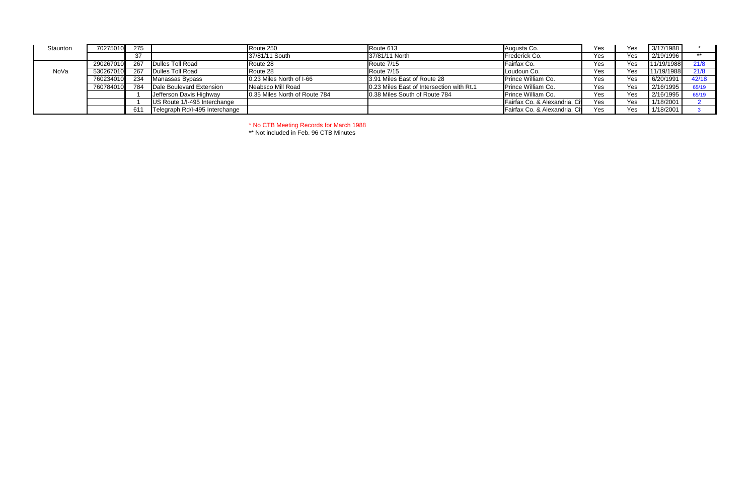| | | | | | | | | | | |
|---|---|---|---|---|---|---|---|---|---|---|
| Staunton | 70275010 | 275 | | Route 250 | Route 613 | Augusta Co. | Yes | Yes | 3/17/1988 | * |
| | | 37 | | 37/81/11 South | 37/81/11 North | Frederick Co. | Yes | Yes | 2/19/1996 | ** |
| NoVa | 290267010 | 267 | Dulles Toll Road | Route 28 | Route 7/15 | Fairfax Co. | Yes | Yes | 11/19/1988 | 21/8 |
| | 530267010 | 267 | Dulles Toll Road | Route 28 | Route 7/15 | Loudoun Co. | Yes | Yes | 11/19/1988 | 21/8 |
| | 760234010 | 234 | Manassas Bypass | 0.23 Miles North of I-66 | 3.91 Miles East of Route 28 | Prince William Co. | Yes | Yes | 6/20/1991 | 42/18 |
| | 760784010 | 784 | Dale Boulevard Extension | Neabsco Mill Road | 0.23 Miles East of Intersection with Rt.1 | Prince William Co. | Yes | Yes | 2/16/1995 | 65/19 |
| | | 1 | Jefferson Davis Highway | 0.35 Miles North of Route 784 | 0.38 Miles South of Route 784 | Prince William Co. | Yes | Yes | 2/16/1995 | 65/19 |
| | | 1 | US Route 1/I-495 Interchange | | | Fairfax Co. & Alexandria, Ci | Yes | Yes | 1/18/2001 | 2 |
| | | 611 | Telegraph Rd/I-495 Interchange | | | Fairfax Co. & Alexandria, Ci | Yes | Yes | 1/18/2001 | 3 |

* No CTB Meeting Records for March 1988

** Not included in Feb. 96 CTB Minutes